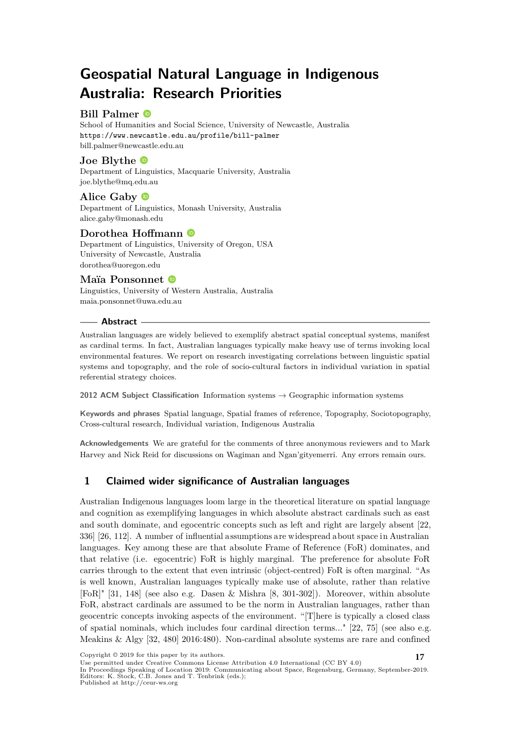# Geospatial Natural Language in Indigenous Australia: Research Priorities

**Bill Palmer**
School of Humanities and Social Science, University of Newcastle, Australia
https://www.newcastle.edu.au/profile/bill-palmer
bill.palmer@newcastle.edu.au

**Joe Blythe**
Department of Linguistics, Macquarie University, Australia
joe.blythe@mq.edu.au

**Alice Gaby**
Department of Linguistics, Monash University, Australia
alice.gaby@monash.edu

**Dorothea Hoffmann**
Department of Linguistics, University of Oregon, USA
University of Newcastle, Australia
dorothea@uoregon.edu

**Maïa Ponsonnet**
Linguistics, University of Western Australia, Australia
maia.ponsonnet@uwa.edu.au

## Abstract

Australian languages are widely believed to exemplify abstract spatial conceptual systems, manifest as cardinal terms. In fact, Australian languages typically make heavy use of terms invoking local environmental features. We report on research investigating correlations between linguistic spatial systems and topography, and the role of socio-cultural factors in individual variation in spatial referential strategy choices.

**2012 ACM Subject Classification** Information systems → Geographic information systems

**Keywords and phrases** Spatial language, Spatial frames of reference, Topography, Sociotopography, Cross-cultural research, Individual variation, Indigenous Australia

**Acknowledgements** We are grateful for the comments of three anonymous reviewers and to Mark Harvey and Nick Reid for discussions on Wagiman and Ngan'gityemerri. Any errors remain ours.

## 1 Claimed wider significance of Australian languages

Australian Indigenous languages loom large in the theoretical literature on spatial language and cognition as exemplifying languages in which absolute abstract cardinals such as east and south dominate, and egocentric concepts such as left and right are largely absent [22, 336] [26, 112]. A number of influential assumptions are widespread about space in Australian languages. Key among these are that absolute Frame of Reference (FoR) dominates, and that relative (i.e. egocentric) FoR is highly marginal. The preference for absolute FoR carries through to the extent that even intrinsic (object-centred) FoR is often marginal. "As is well known, Australian languages typically make use of absolute, rather than relative [FoR]" [31, 148] (see also e.g. Dasen & Mishra [8, 301-302]). Moreover, within absolute FoR, abstract cardinals are assumed to be the norm in Australian languages, rather than geocentric concepts invoking aspects of the environment. "[T]here is typically a closed class of spatial nominals, which includes four cardinal direction terms..." [22, 75] (see also e.g. Meakins & Algy [32, 480] 2016:480). Non-cardinal absolute systems are rare and confined

Copyright © 2019 for this paper by its authors.
Use permitted under Creative Commons License Attribution 4.0 International (CC BY 4.0)
In Proceedings Speaking of Location 2019: Communicating about Space, Regensburg, Germany, September-2019.
Editors: K. Stock, C.B. Jones and T. Tenbrink (eds.);
Published at http://ceur-ws.org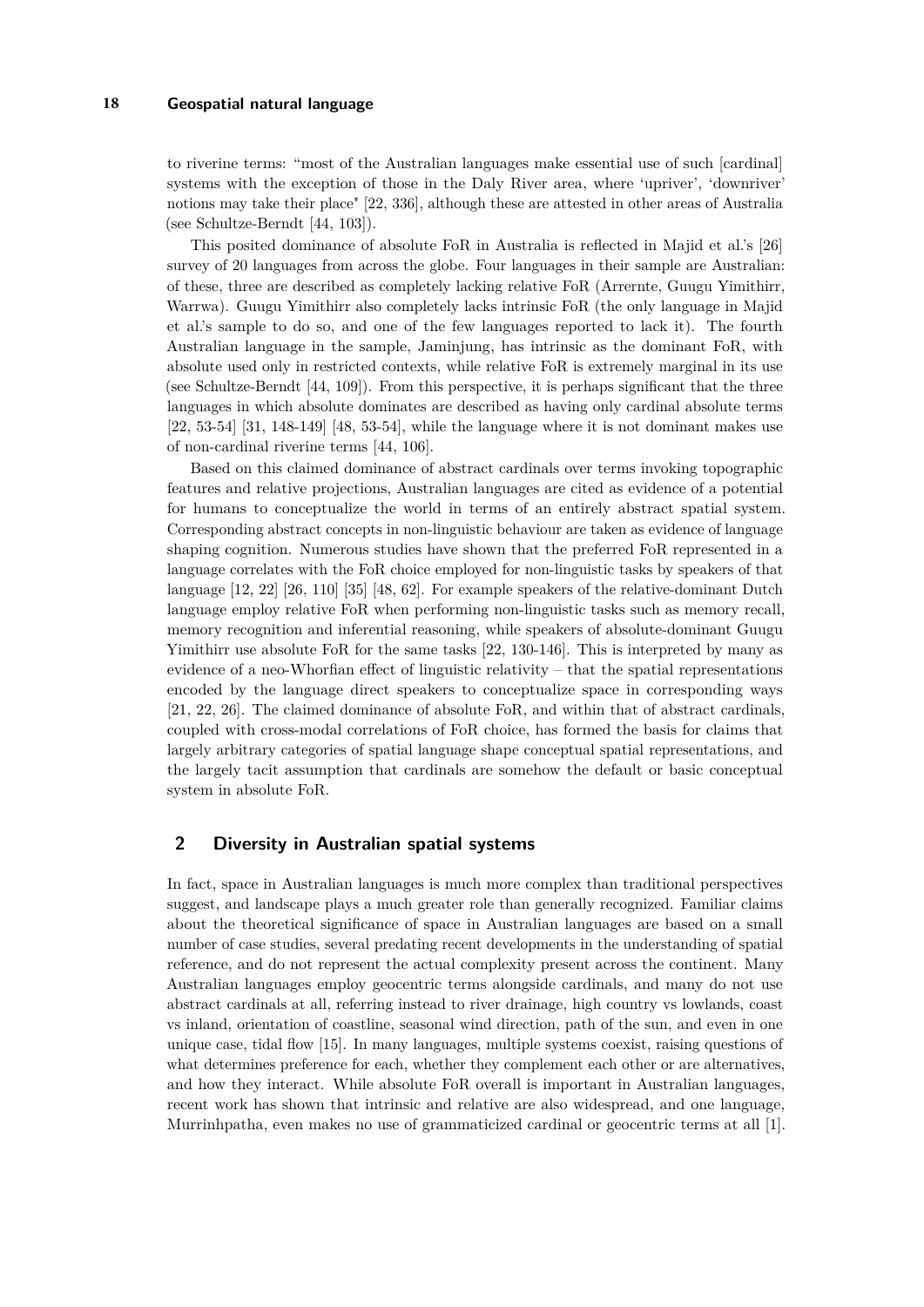to riverine terms: "most of the Australian languages make essential use of such [cardinal] systems with the exception of those in the Daly River area, where 'upriver', 'downriver' notions may take their place" [22, 336], although these are attested in other areas of Australia (see Schultze-Berndt [44, 103]).

This posited dominance of absolute FoR in Australia is reflected in Majid et al.'s [26] survey of 20 languages from across the globe. Four languages in their sample are Australian: of these, three are described as completely lacking relative FoR (Arrernte, Guugu Yimithirr, Warrwa). Guugu Yimithirr also completely lacks intrinsic FoR (the only language in Majid et al.'s sample to do so, and one of the few languages reported to lack it). The fourth Australian language in the sample, Jaminjung, has intrinsic as the dominant FoR, with absolute used only in restricted contexts, while relative FoR is extremely marginal in its use (see Schultze-Berndt [44, 109]). From this perspective, it is perhaps significant that the three languages in which absolute dominates are described as having only cardinal absolute terms [22, 53-54] [31, 148-149] [48, 53-54], while the language where it is not dominant makes use of non-cardinal riverine terms [44, 106].

Based on this claimed dominance of abstract cardinals over terms invoking topographic features and relative projections, Australian languages are cited as evidence of a potential for humans to conceptualize the world in terms of an entirely abstract spatial system. Corresponding abstract concepts in non-linguistic behaviour are taken as evidence of language shaping cognition. Numerous studies have shown that the preferred FoR represented in a language correlates with the FoR choice employed for non-linguistic tasks by speakers of that language [12, 22] [26, 110] [35] [48, 62]. For example speakers of the relative-dominant Dutch language employ relative FoR when performing non-linguistic tasks such as memory recall, memory recognition and inferential reasoning, while speakers of absolute-dominant Guugu Yimithirr use absolute FoR for the same tasks [22, 130-146]. This is interpreted by many as evidence of a neo-Whorfian effect of linguistic relativity – that the spatial representations encoded by the language direct speakers to conceptualize space in corresponding ways [21, 22, 26]. The claimed dominance of absolute FoR, and within that of abstract cardinals, coupled with cross-modal correlations of FoR choice, has formed the basis for claims that largely arbitrary categories of spatial language shape conceptual spatial representations, and the largely tacit assumption that cardinals are somehow the default or basic conceptual system in absolute FoR.

## 2 Diversity in Australian spatial systems

In fact, space in Australian languages is much more complex than traditional perspectives suggest, and landscape plays a much greater role than generally recognized. Familiar claims about the theoretical significance of space in Australian languages are based on a small number of case studies, several predating recent developments in the understanding of spatial reference, and do not represent the actual complexity present across the continent. Many Australian languages employ geocentric terms alongside cardinals, and many do not use abstract cardinals at all, referring instead to river drainage, high country vs lowlands, coast vs inland, orientation of coastline, seasonal wind direction, path of the sun, and even in one unique case, tidal flow [15]. In many languages, multiple systems coexist, raising questions of what determines preference for each, whether they complement each other or are alternatives, and how they interact. While absolute FoR overall is important in Australian languages, recent work has shown that intrinsic and relative are also widespread, and one language, Murrinhpatha, even makes no use of grammaticized cardinal or geocentric terms at all [1].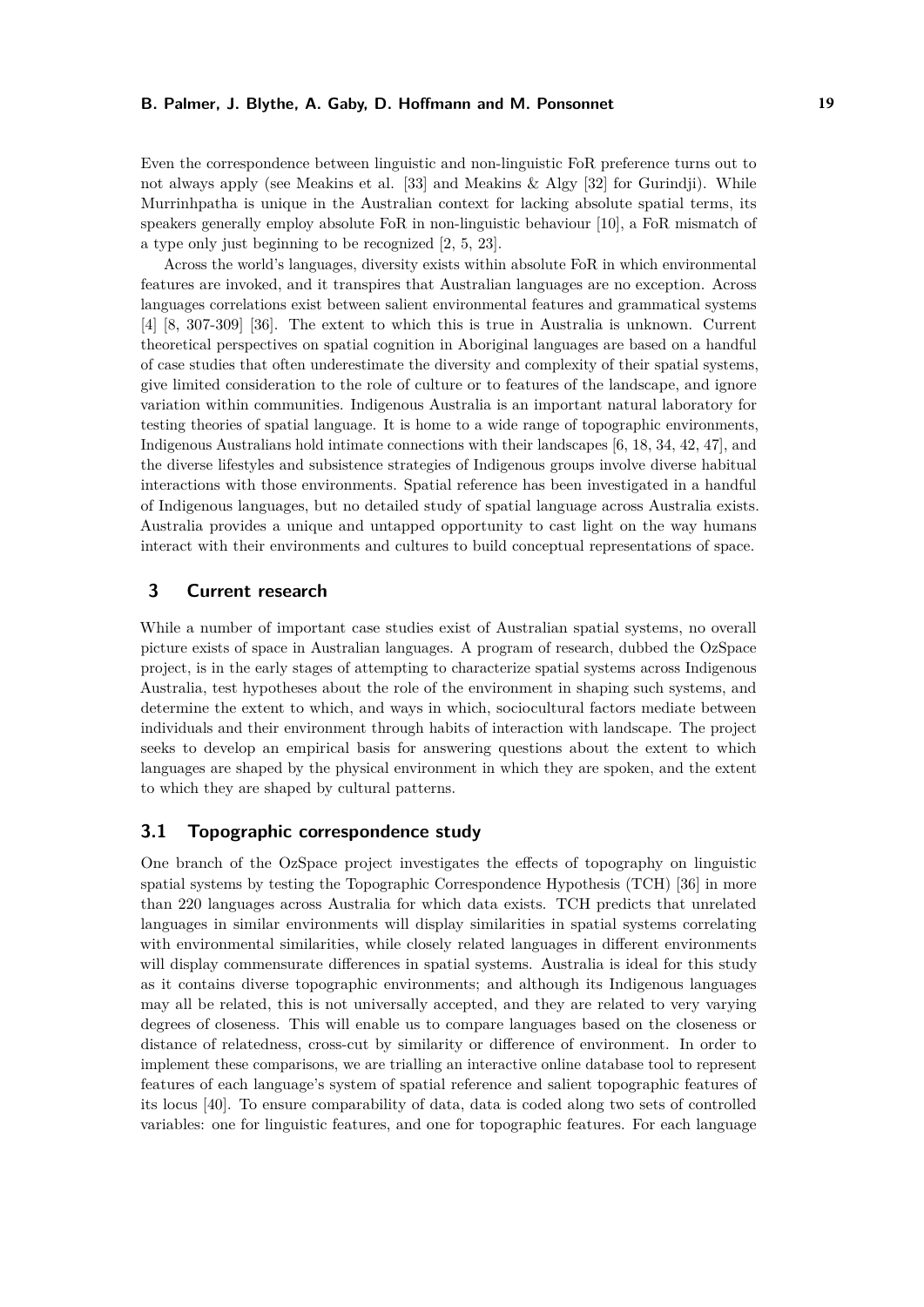Even the correspondence between linguistic and non-linguistic FoR preference turns out to not always apply (see Meakins et al. [33] and Meakins & Algy [32] for Gurindji). While Murrinhpatha is unique in the Australian context for lacking absolute spatial terms, its speakers generally employ absolute FoR in non-linguistic behaviour [10], a FoR mismatch of a type only just beginning to be recognized [2, 5, 23].

Across the world's languages, diversity exists within absolute FoR in which environmental features are invoked, and it transpires that Australian languages are no exception. Across languages correlations exist between salient environmental features and grammatical systems [4] [8, 307-309] [36]. The extent to which this is true in Australia is unknown. Current theoretical perspectives on spatial cognition in Aboriginal languages are based on a handful of case studies that often underestimate the diversity and complexity of their spatial systems, give limited consideration to the role of culture or to features of the landscape, and ignore variation within communities. Indigenous Australia is an important natural laboratory for testing theories of spatial language. It is home to a wide range of topographic environments, Indigenous Australians hold intimate connections with their landscapes [6, 18, 34, 42, 47], and the diverse lifestyles and subsistence strategies of Indigenous groups involve diverse habitual interactions with those environments. Spatial reference has been investigated in a handful of Indigenous languages, but no detailed study of spatial language across Australia exists. Australia provides a unique and untapped opportunity to cast light on the way humans interact with their environments and cultures to build conceptual representations of space.

## 3 Current research

While a number of important case studies exist of Australian spatial systems, no overall picture exists of space in Australian languages. A program of research, dubbed the OzSpace project, is in the early stages of attempting to characterize spatial systems across Indigenous Australia, test hypotheses about the role of the environment in shaping such systems, and determine the extent to which, and ways in which, sociocultural factors mediate between individuals and their environment through habits of interaction with landscape. The project seeks to develop an empirical basis for answering questions about the extent to which languages are shaped by the physical environment in which they are spoken, and the extent to which they are shaped by cultural patterns.

### 3.1 Topographic correspondence study

One branch of the OzSpace project investigates the effects of topography on linguistic spatial systems by testing the Topographic Correspondence Hypothesis (TCH) [36] in more than 220 languages across Australia for which data exists. TCH predicts that unrelated languages in similar environments will display similarities in spatial systems correlating with environmental similarities, while closely related languages in different environments will display commensurate differences in spatial systems. Australia is ideal for this study as it contains diverse topographic environments; and although its Indigenous languages may all be related, this is not universally accepted, and they are related to very varying degrees of closeness. This will enable us to compare languages based on the closeness or distance of relatedness, cross-cut by similarity or difference of environment. In order to implement these comparisons, we are trialling an interactive online database tool to represent features of each language's system of spatial reference and salient topographic features of its locus [40]. To ensure comparability of data, data is coded along two sets of controlled variables: one for linguistic features, and one for topographic features. For each language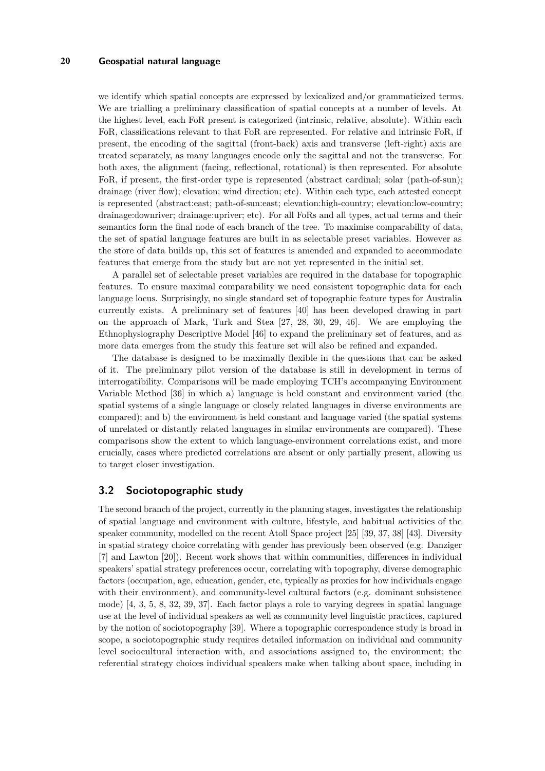we identify which spatial concepts are expressed by lexicalized and/or grammaticized terms. We are trialling a preliminary classification of spatial concepts at a number of levels. At the highest level, each FoR present is categorized (intrinsic, relative, absolute). Within each FoR, classifications relevant to that FoR are represented. For relative and intrinsic FoR, if present, the encoding of the sagittal (front-back) axis and transverse (left-right) axis are treated separately, as many languages encode only the sagittal and not the transverse. For both axes, the alignment (facing, reflectional, rotational) is then represented. For absolute FoR, if present, the first-order type is represented (abstract cardinal; solar (path-of-sun); drainage (river flow); elevation; wind direction; etc). Within each type, each attested concept is represented (abstract:east; path-of-sun:east; elevation:high-country; elevation:low-country; drainage:downriver; drainage:upriver; etc). For all FoRs and all types, actual terms and their semantics form the final node of each branch of the tree. To maximise comparability of data, the set of spatial language features are built in as selectable preset variables. However as the store of data builds up, this set of features is amended and expanded to accommodate features that emerge from the study but are not yet represented in the initial set.

A parallel set of selectable preset variables are required in the database for topographic features. To ensure maximal comparability we need consistent topographic data for each language locus. Surprisingly, no single standard set of topographic feature types for Australia currently exists. A preliminary set of features [40] has been developed drawing in part on the approach of Mark, Turk and Stea [27, 28, 30, 29, 46]. We are employing the Ethnophysiography Descriptive Model [46] to expand the preliminary set of features, and as more data emerges from the study this feature set will also be refined and expanded.

The database is designed to be maximally flexible in the questions that can be asked of it. The preliminary pilot version of the database is still in development in terms of interrogatibility. Comparisons will be made employing TCH's accompanying Environment Variable Method [36] in which a) language is held constant and environment varied (the spatial systems of a single language or closely related languages in diverse environments are compared); and b) the environment is held constant and language varied (the spatial systems of unrelated or distantly related languages in similar environments are compared). These comparisons show the extent to which language-environment correlations exist, and more crucially, cases where predicted correlations are absent or only partially present, allowing us to target closer investigation.

## 3.2 Sociotopographic study

The second branch of the project, currently in the planning stages, investigates the relationship of spatial language and environment with culture, lifestyle, and habitual activities of the speaker community, modelled on the recent Atoll Space project [25] [39, 37, 38] [43]. Diversity in spatial strategy choice correlating with gender has previously been observed (e.g. Danziger [7] and Lawton [20]). Recent work shows that within communities, differences in individual speakers' spatial strategy preferences occur, correlating with topography, diverse demographic factors (occupation, age, education, gender, etc, typically as proxies for how individuals engage with their environment), and community-level cultural factors (e.g. dominant subsistence mode) [4, 3, 5, 8, 32, 39, 37]. Each factor plays a role to varying degrees in spatial language use at the level of individual speakers as well as community level linguistic practices, captured by the notion of sociotopography [39]. Where a topographic correspondence study is broad in scope, a sociotopographic study requires detailed information on individual and community level sociocultural interaction with, and associations assigned to, the environment; the referential strategy choices individual speakers make when talking about space, including in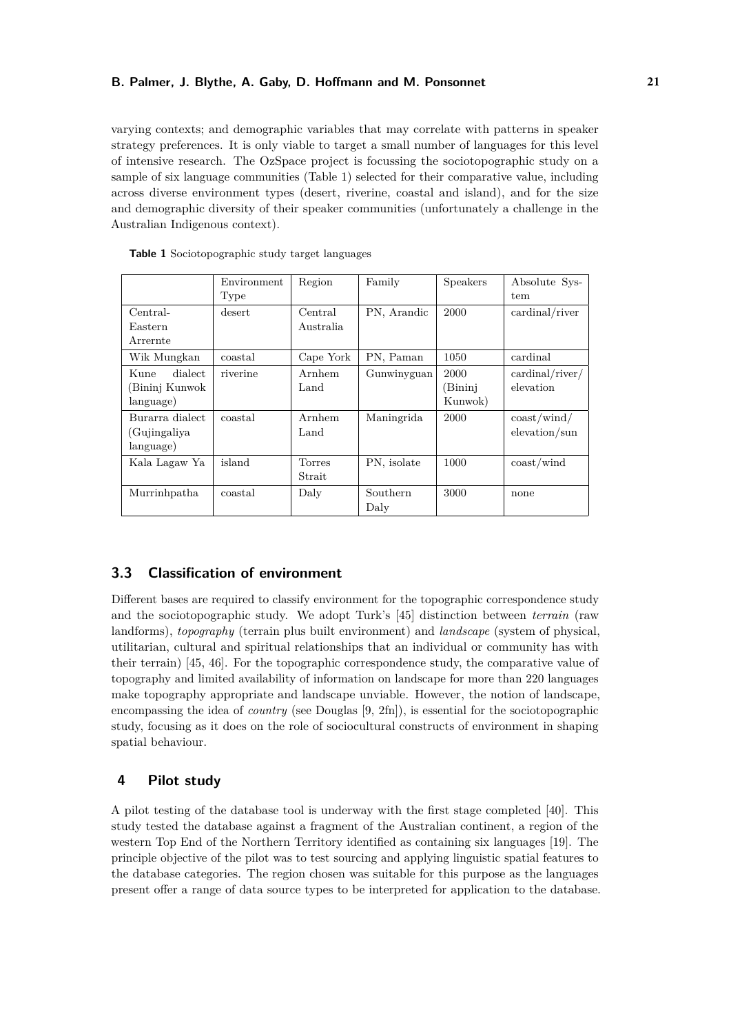varying contexts; and demographic variables that may correlate with patterns in speaker strategy preferences. It is only viable to target a small number of languages for this level of intensive research. The OzSpace project is focussing the sociotopographic study on a sample of six language communities (Table 1) selected for their comparative value, including across diverse environment types (desert, riverine, coastal and island), and for the size and demographic diversity of their speaker communities (unfortunately a challenge in the Australian Indigenous context).

**Table 1** Sociotopographic study target languages

| | Environment Type | Region | Family | Speakers | Absolute System |
|---|---|---|---|---|---|
| Central-Eastern Arrernte | desert | Central Australia | PN, Arandic | 2000 | cardinal/river |
| Wik Mungkan | coastal | Cape York | PN, Paman | 1050 | cardinal |
| Kune dialect (Bininj Kunwok language) | riverine | Arnhem Land | Gunwinyguan | 2000 (Bininj Kunwok) | cardinal/river/elevation |
| Burarra dialect (Gujingaliya language) | coastal | Arnhem Land | Maningrida | 2000 | coast/wind/elevation/sun |
| Kala Lagaw Ya | island | Torres Strait | PN, isolate | 1000 | coast/wind |
| Murrinhpatha | coastal | Daly | Southern Daly | 3000 | none |

## 3.3 Classification of environment

Different bases are required to classify environment for the topographic correspondence study and the sociotopographic study. We adopt Turk's [45] distinction between *terrain* (raw landforms), *topography* (terrain plus built environment) and *landscape* (system of physical, utilitarian, cultural and spiritual relationships that an individual or community has with their terrain) [45, 46]. For the topographic correspondence study, the comparative value of topography and limited availability of information on landscape for more than 220 languages make topography appropriate and landscape unviable. However, the notion of landscape, encompassing the idea of *country* (see Douglas [9, 2fn]), is essential for the sociotopographic study, focusing as it does on the role of sociocultural constructs of environment in shaping spatial behaviour.

# 4 Pilot study

A pilot testing of the database tool is underway with the first stage completed [40]. This study tested the database against a fragment of the Australian continent, a region of the western Top End of the Northern Territory identified as containing six languages [19]. The principle objective of the pilot was to test sourcing and applying linguistic spatial features to the database categories. The region chosen was suitable for this purpose as the languages present offer a range of data source types to be interpreted for application to the database.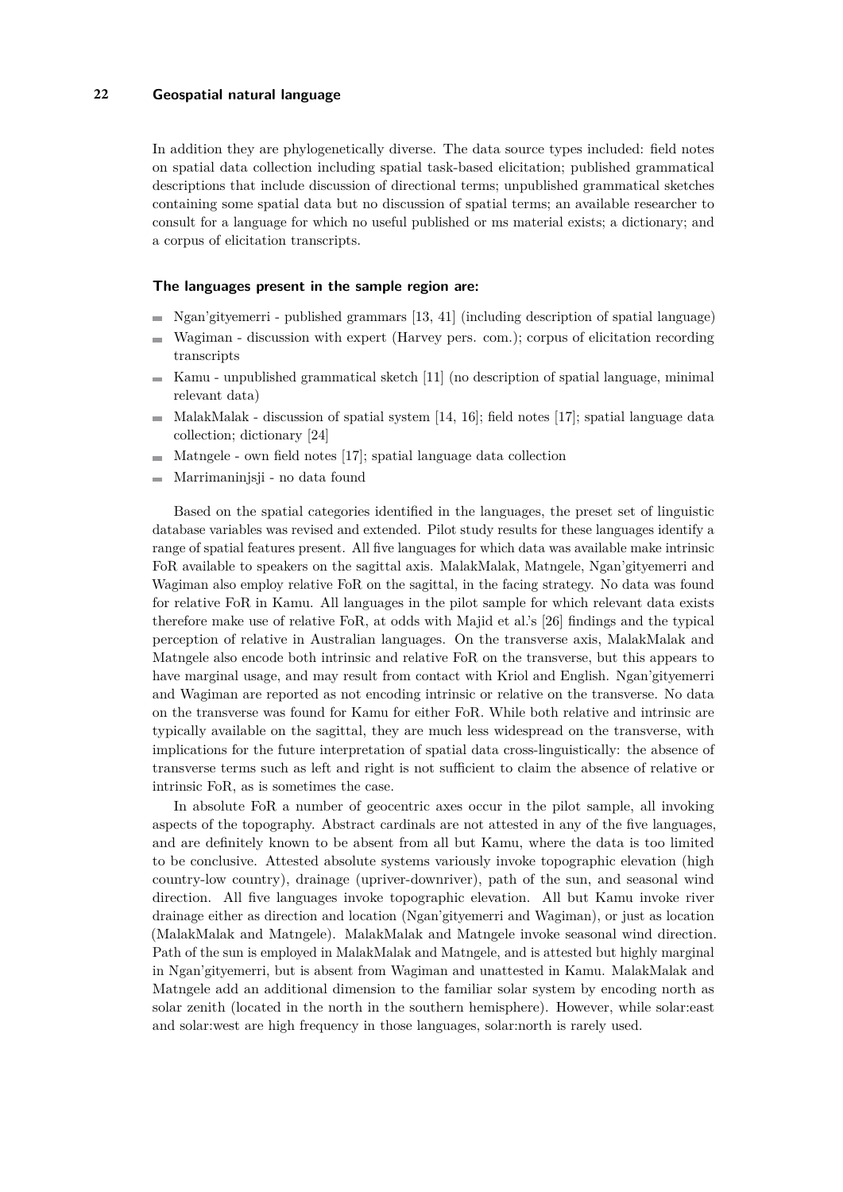In addition they are phylogenetically diverse. The data source types included: field notes on spatial data collection including spatial task-based elicitation; published grammatical descriptions that include discussion of directional terms; unpublished grammatical sketches containing some spatial data but no discussion of spatial terms; an available researcher to consult for a language for which no useful published or ms material exists; a dictionary; and a corpus of elicitation transcripts.

### The languages present in the sample region are:

- Ngan'gityemerri - published grammars [13, 41] (including description of spatial language)
- Wagiman - discussion with expert (Harvey pers. com.); corpus of elicitation recording transcripts
- Kamu - unpublished grammatical sketch [11] (no description of spatial language, minimal relevant data)
- MalakMalak - discussion of spatial system [14, 16]; field notes [17]; spatial language data collection; dictionary [24]
- Matngele - own field notes [17]; spatial language data collection
- Marrimaninjsji - no data found

Based on the spatial categories identified in the languages, the preset set of linguistic database variables was revised and extended. Pilot study results for these languages identify a range of spatial features present. All five languages for which data was available make intrinsic FoR available to speakers on the sagittal axis. MalakMalak, Matngele, Ngan'gityemerri and Wagiman also employ relative FoR on the sagittal, in the facing strategy. No data was found for relative FoR in Kamu. All languages in the pilot sample for which relevant data exists therefore make use of relative FoR, at odds with Majid et al.'s [26] findings and the typical perception of relative in Australian languages. On the transverse axis, MalakMalak and Matngele also encode both intrinsic and relative FoR on the transverse, but this appears to have marginal usage, and may result from contact with Kriol and English. Ngan'gityemerri and Wagiman are reported as not encoding intrinsic or relative on the transverse. No data on the transverse was found for Kamu for either FoR. While both relative and intrinsic are typically available on the sagittal, they are much less widespread on the transverse, with implications for the future interpretation of spatial data cross-linguistically: the absence of transverse terms such as left and right is not sufficient to claim the absence of relative or intrinsic FoR, as is sometimes the case.

In absolute FoR a number of geocentric axes occur in the pilot sample, all invoking aspects of the topography. Abstract cardinals are not attested in any of the five languages, and are definitely known to be absent from all but Kamu, where the data is too limited to be conclusive. Attested absolute systems variously invoke topographic elevation (high country-low country), drainage (upriver-downriver), path of the sun, and seasonal wind direction. All five languages invoke topographic elevation. All but Kamu invoke river drainage either as direction and location (Ngan'gityemerri and Wagiman), or just as location (MalakMalak and Matngele). MalakMalak and Matngele invoke seasonal wind direction. Path of the sun is employed in MalakMalak and Matngele, and is attested but highly marginal in Ngan'gityemerri, but is absent from Wagiman and unattested in Kamu. MalakMalak and Matngele add an additional dimension to the familiar solar system by encoding north as solar zenith (located in the north in the southern hemisphere). However, while solar:east and solar:west are high frequency in those languages, solar:north is rarely used.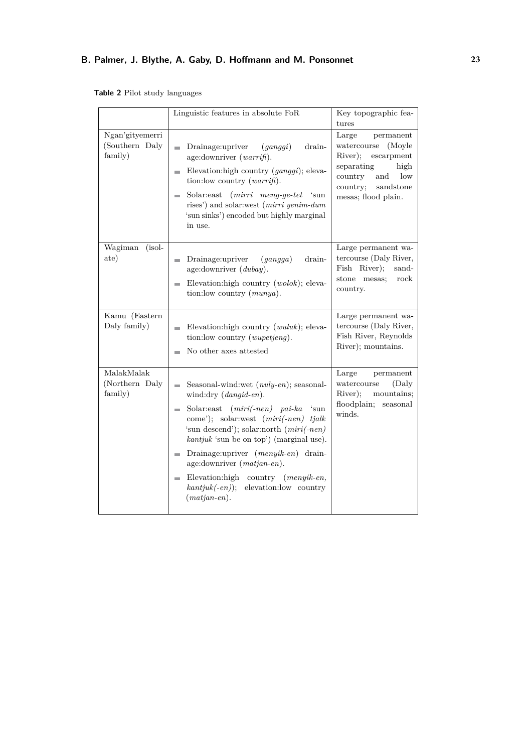**Table 2** Pilot study languages

| | Linguistic features in absolute FoR | Key topographic features |
|---|---|---|
| Ngan'gityemerri (Southern Daly family) | - Drainage:upriver (*ganggi*) drainage:downriver (*warrifi*).<br>- Elevation:high country (*ganggi*); elevation:low country (*warrifi*).<br>- Solar:east (*mirri meng-ge-tet* 'sun rises') and solar:west (*mirri yenim-dum* 'sun sinks') encoded but highly marginal in use. | Large permanent watercourse (Moyle River); escarpment separating high country and low country; sandstone mesas; flood plain. |
| Wagiman (isolate) | - Drainage:upriver (*gangga*) drainage:downriver (*dubay*).<br>- Elevation:high country (*wolok*); elevation:low country (*munya*). | Large permanent watercourse (Daly River, Fish River); sandstone mesas; rock country. |
| Kamu (Eastern Daly family) | - Elevation:high country (*wuluk*); elevation:low country (*wupetjeng*).<br>- No other axes attested | Large permanent watercourse (Daly River, Fish River, Reynolds River); mountains. |
| MalakMalak (Northern Daly family) | - Seasonal-wind:wet (*nuly-en*); seasonal-wind:dry (*dangid-en*).<br>- Solar:east (*miri(-nen) pai-ka* 'sun come'); solar:west (*miri(-nen) tjalk* 'sun descend'); solar:north (*miri(-nen) kantjuk* 'sun be on top') (marginal use).<br>- Drainage:upriver (*menyik-en*) drainage:downriver (*matjan-en*).<br>- Elevation:high country (*menyik-en, kantjuk(-en)*); elevation:low country (*matjan-en*). | Large permanent watercourse (Daly River); mountains; floodplain; seasonal winds. |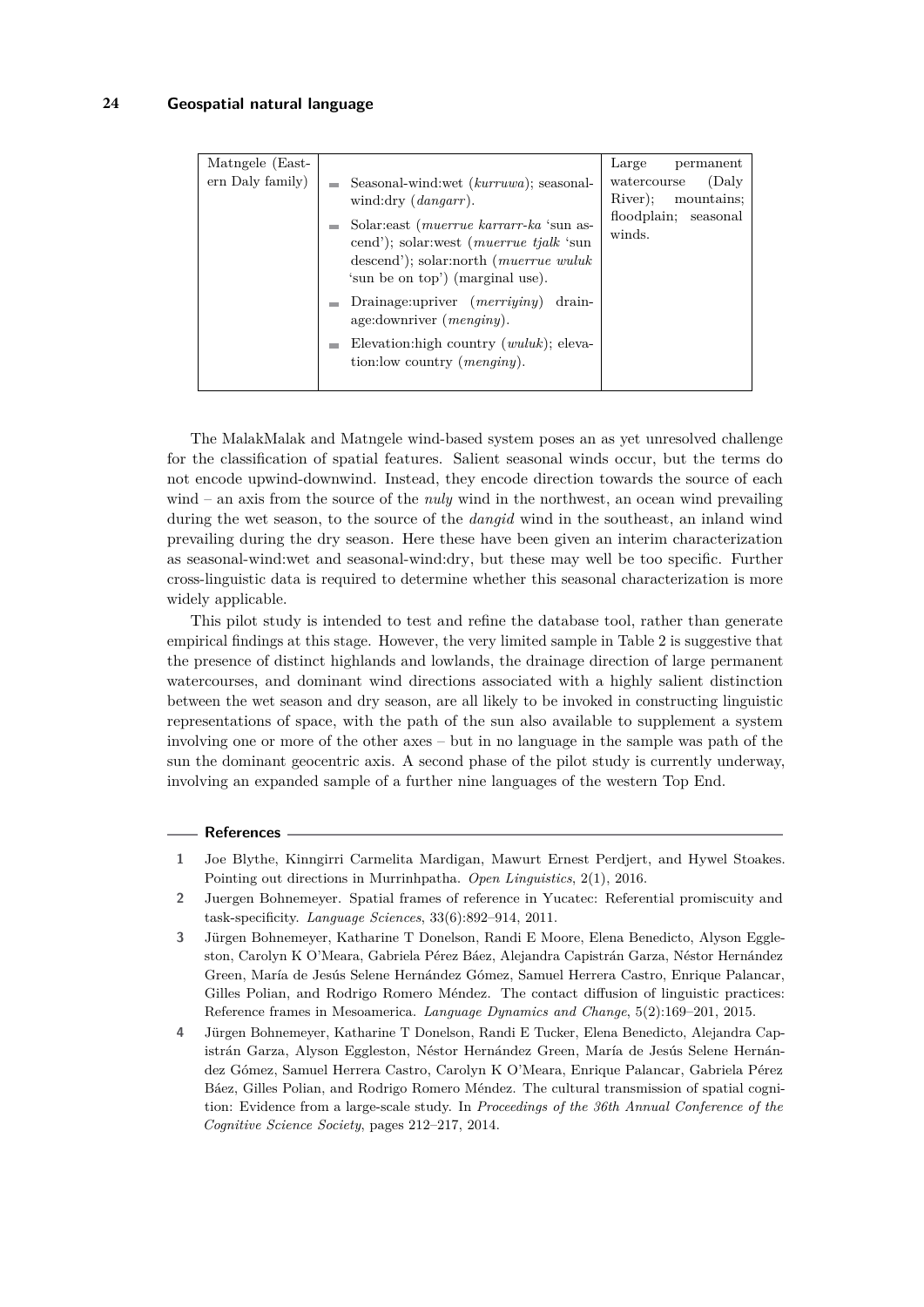| | | |
|---|---|---|
| Matngele (Eastern Daly family) | Seasonal-wind:wet (*kurruwa*); seasonal-wind:dry (*dangarr*).<br>Solar:east (*muerrue karrarr-ka* 'sun ascend'); solar:west (*muerrue tjalk* 'sun descend'); solar:north (*muerrue wuluk* 'sun be on top') (marginal use).<br>Drainage:upriver (*merriyiny*) drainage:downriver (*menginy*).<br>Elevation:high country (*wuluk*); elevation:low country (*menginy*). | Large permanent watercourse (Daly River); mountains; floodplain; seasonal winds. |

The MalakMalak and Matngele wind-based system poses an as yet unresolved challenge for the classification of spatial features. Salient seasonal winds occur, but the terms do not encode upwind-downwind. Instead, they encode direction towards the source of each wind – an axis from the source of the *nuly* wind in the northwest, an ocean wind prevailing during the wet season, to the source of the *dangid* wind in the southeast, an inland wind prevailing during the dry season. Here these have been given an interim characterization as seasonal-wind:wet and seasonal-wind:dry, but these may well be too specific. Further cross-linguistic data is required to determine whether this seasonal characterization is more widely applicable.

This pilot study is intended to test and refine the database tool, rather than generate empirical findings at this stage. However, the very limited sample in Table 2 is suggestive that the presence of distinct highlands and lowlands, the drainage direction of large permanent watercourses, and dominant wind directions associated with a highly salient distinction between the wet season and dry season, are all likely to be invoked in constructing linguistic representations of space, with the path of the sun also available to supplement a system involving one or more of the other axes – but in no language in the sample was path of the sun the dominant geocentric axis. A second phase of the pilot study is currently underway, involving an expanded sample of a further nine languages of the western Top End.

## References

1. Joe Blythe, Kinngirri Carmelita Mardigan, Mawurt Ernest Perdjert, and Hywel Stoakes. Pointing out directions in Murrinhpatha. *Open Linguistics*, 2(1), 2016.
2. Juergen Bohnemeyer. Spatial frames of reference in Yucatec: Referential promiscuity and task-specificity. *Language Sciences*, 33(6):892–914, 2011.
3. Jürgen Bohnemeyer, Katharine T Donelson, Randi E Moore, Elena Benedicto, Alyson Eggleston, Carolyn K O'Meara, Gabriela Pérez Báez, Alejandra Capistrán Garza, Néstor Hernández Green, María de Jesús Selene Hernández Gómez, Samuel Herrera Castro, Enrique Palancar, Gilles Polian, and Rodrigo Romero Méndez. The contact diffusion of linguistic practices: Reference frames in Mesoamerica. *Language Dynamics and Change*, 5(2):169–201, 2015.
4. Jürgen Bohnemeyer, Katharine T Donelson, Randi E Tucker, Elena Benedicto, Alejandra Capistrán Garza, Alyson Eggleston, Néstor Hernández Green, María de Jesús Selene Hernández Gómez, Samuel Herrera Castro, Carolyn K O'Meara, Enrique Palancar, Gabriela Pérez Báez, Gilles Polian, and Rodrigo Romero Méndez. The cultural transmission of spatial cognition: Evidence from a large-scale study. In *Proceedings of the 36th Annual Conference of the Cognitive Science Society*, pages 212–217, 2014.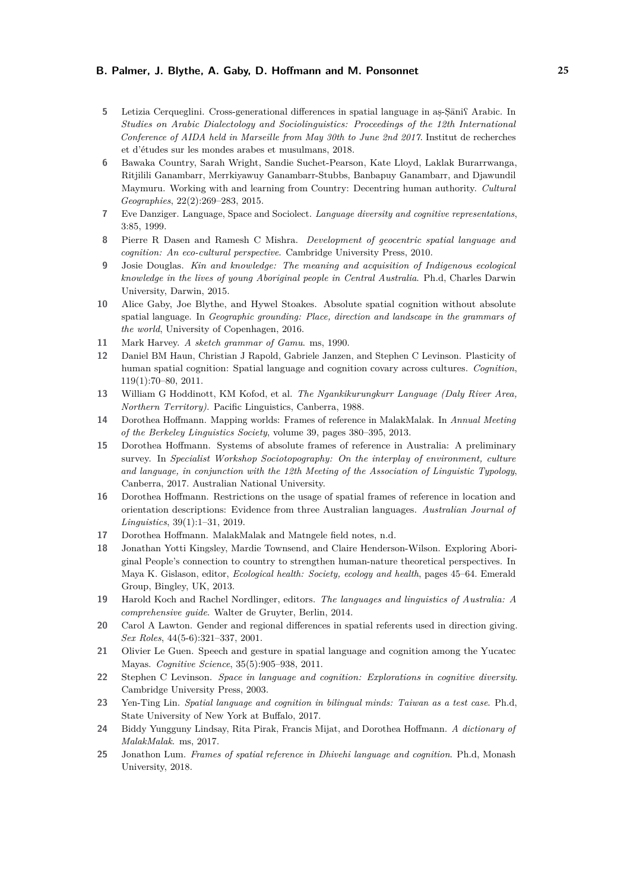5 Letizia Cerqueglini. Cross-generational differences in spatial language in aṣ-Ṣāniʕ Arabic. In *Studies on Arabic Dialectology and Sociolinguistics: Proceedings of the 12th International Conference of AIDA held in Marseille from May 30th to June 2nd 2017*. Institut de recherches et d'études sur les mondes arabes et musulmans, 2018.

6 Bawaka Country, Sarah Wright, Sandie Suchet-Pearson, Kate Lloyd, Laklak Burarrwanga, Ritjilili Ganambarr, Merrkiyawuy Ganambarr-Stubbs, Banbapuy Ganambarr, and Djawundil Maymuru. Working with and learning from Country: Decentring human authority. *Cultural Geographies*, 22(2):269–283, 2015.

7 Eve Danziger. Language, Space and Sociolect. *Language diversity and cognitive representations*, 3:85, 1999.

8 Pierre R Dasen and Ramesh C Mishra. *Development of geocentric spatial language and cognition: An eco-cultural perspective*. Cambridge University Press, 2010.

9 Josie Douglas. *Kin and knowledge: The meaning and acquisition of Indigenous ecological knowledge in the lives of young Aboriginal people in Central Australia*. Ph.d, Charles Darwin University, Darwin, 2015.

10 Alice Gaby, Joe Blythe, and Hywel Stoakes. Absolute spatial cognition without absolute spatial language. In *Geographic grounding: Place, direction and landscape in the grammars of the world*, University of Copenhagen, 2016.

11 Mark Harvey. *A sketch grammar of Gamu*. ms, 1990.

12 Daniel BM Haun, Christian J Rapold, Gabriele Janzen, and Stephen C Levinson. Plasticity of human spatial cognition: Spatial language and cognition covary across cultures. *Cognition*, 119(1):70–80, 2011.

13 William G Hoddinott, KM Kofod, et al. *The Ngankikurungkurr Language (Daly River Area, Northern Territory)*. Pacific Linguistics, Canberra, 1988.

14 Dorothea Hoffmann. Mapping worlds: Frames of reference in MalakMalak. In *Annual Meeting of the Berkeley Linguistics Society*, volume 39, pages 380–395, 2013.

15 Dorothea Hoffmann. Systems of absolute frames of reference in Australia: A preliminary survey. In *Specialist Workshop Sociotopography: On the interplay of environment, culture and language, in conjunction with the 12th Meeting of the Association of Linguistic Typology*, Canberra, 2017. Australian National University.

16 Dorothea Hoffmann. Restrictions on the usage of spatial frames of reference in location and orientation descriptions: Evidence from three Australian languages. *Australian Journal of Linguistics*, 39(1):1–31, 2019.

17 Dorothea Hoffmann. MalakMalak and Matngele field notes, n.d.

18 Jonathan Yotti Kingsley, Mardie Townsend, and Claire Henderson-Wilson. Exploring Aboriginal People's connection to country to strengthen human-nature theoretical perspectives. In Maya K. Gislason, editor, *Ecological health: Society, ecology and health*, pages 45–64. Emerald Group, Bingley, UK, 2013.

19 Harold Koch and Rachel Nordlinger, editors. *The languages and linguistics of Australia: A comprehensive guide*. Walter de Gruyter, Berlin, 2014.

20 Carol A Lawton. Gender and regional differences in spatial referents used in direction giving. *Sex Roles*, 44(5-6):321–337, 2001.

21 Olivier Le Guen. Speech and gesture in spatial language and cognition among the Yucatec Mayas. *Cognitive Science*, 35(5):905–938, 2011.

22 Stephen C Levinson. *Space in language and cognition: Explorations in cognitive diversity*. Cambridge University Press, 2003.

23 Yen-Ting Lin. *Spatial language and cognition in bilingual minds: Taiwan as a test case*. Ph.d, State University of New York at Buffalo, 2017.

24 Biddy Yungguny Lindsay, Rita Pirak, Francis Mijat, and Dorothea Hoffmann. *A dictionary of MalakMalak*. ms, 2017.

25 Jonathon Lum. *Frames of spatial reference in Dhivehi language and cognition*. Ph.d, Monash University, 2018.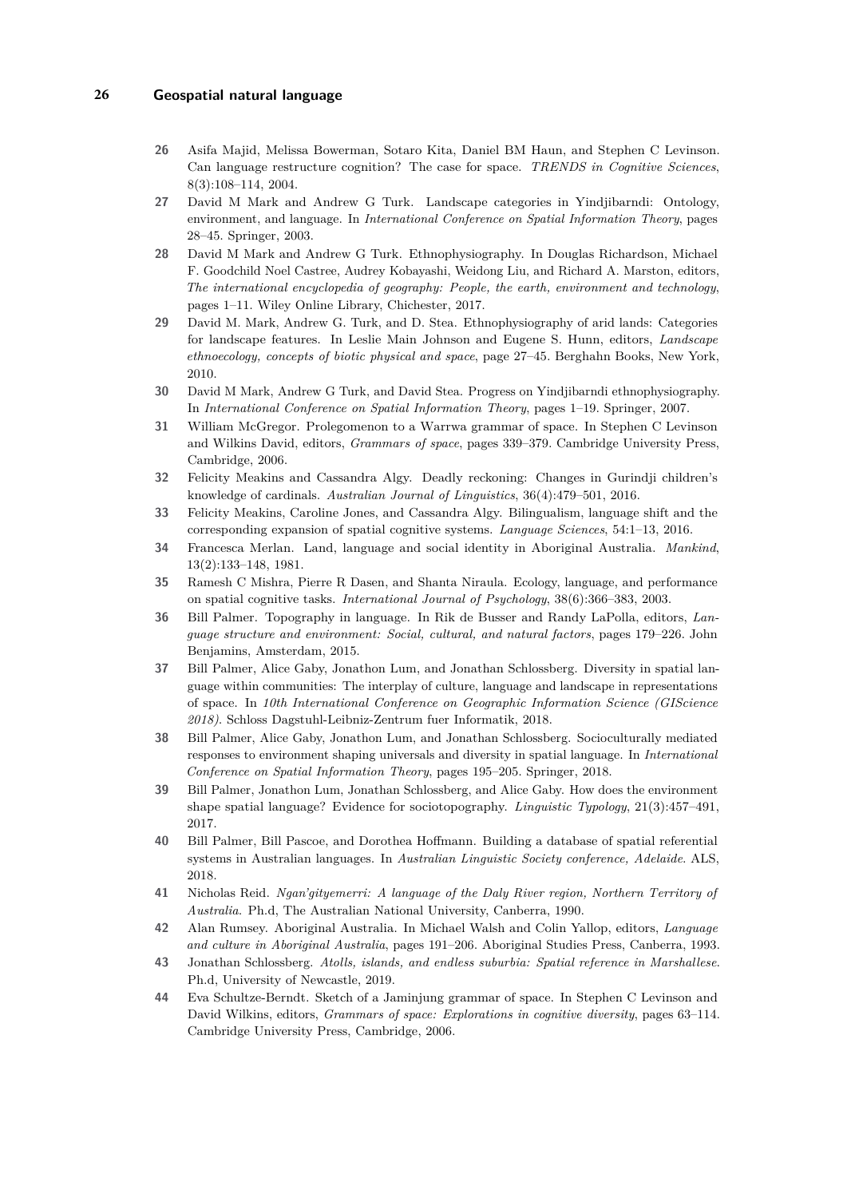26. Asifa Majid, Melissa Bowerman, Sotaro Kita, Daniel BM Haun, and Stephen C Levinson. Can language restructure cognition? The case for space. *TRENDS in Cognitive Sciences*, 8(3):108–114, 2004.
27. David M Mark and Andrew G Turk. Landscape categories in Yindjibarndi: Ontology, environment, and language. In *International Conference on Spatial Information Theory*, pages 28–45. Springer, 2003.
28. David M Mark and Andrew G Turk. Ethnophysiography. In Douglas Richardson, Michael F. Goodchild Noel Castree, Audrey Kobayashi, Weidong Liu, and Richard A. Marston, editors, *The international encyclopedia of geography: People, the earth, environment and technology*, pages 1–11. Wiley Online Library, Chichester, 2017.
29. David M. Mark, Andrew G. Turk, and D. Stea. Ethnophysiography of arid lands: Categories for landscape features. In Leslie Main Johnson and Eugene S. Hunn, editors, *Landscape ethnoecology, concepts of biotic physical and space*, page 27–45. Berghahn Books, New York, 2010.
30. David M Mark, Andrew G Turk, and David Stea. Progress on Yindjibarndi ethnophysiography. In *International Conference on Spatial Information Theory*, pages 1–19. Springer, 2007.
31. William McGregor. Prolegomenon to a Warrwa grammar of space. In Stephen C Levinson and Wilkins David, editors, *Grammars of space*, pages 339–379. Cambridge University Press, Cambridge, 2006.
32. Felicity Meakins and Cassandra Algy. Deadly reckoning: Changes in Gurindji children's knowledge of cardinals. *Australian Journal of Linguistics*, 36(4):479–501, 2016.
33. Felicity Meakins, Caroline Jones, and Cassandra Algy. Bilingualism, language shift and the corresponding expansion of spatial cognitive systems. *Language Sciences*, 54:1–13, 2016.
34. Francesca Merlan. Land, language and social identity in Aboriginal Australia. *Mankind*, 13(2):133–148, 1981.
35. Ramesh C Mishra, Pierre R Dasen, and Shanta Niraula. Ecology, language, and performance on spatial cognitive tasks. *International Journal of Psychology*, 38(6):366–383, 2003.
36. Bill Palmer. Topography in language. In Rik de Busser and Randy LaPolla, editors, *Language structure and environment: Social, cultural, and natural factors*, pages 179–226. John Benjamins, Amsterdam, 2015.
37. Bill Palmer, Alice Gaby, Jonathon Lum, and Jonathan Schlossberg. Diversity in spatial language within communities: The interplay of culture, language and landscape in representations of space. In *10th International Conference on Geographic Information Science (GIScience 2018)*. Schloss Dagstuhl-Leibniz-Zentrum fuer Informatik, 2018.
38. Bill Palmer, Alice Gaby, Jonathon Lum, and Jonathan Schlossberg. Socioculturally mediated responses to environment shaping universals and diversity in spatial language. In *International Conference on Spatial Information Theory*, pages 195–205. Springer, 2018.
39. Bill Palmer, Jonathon Lum, Jonathan Schlossberg, and Alice Gaby. How does the environment shape spatial language? Evidence for sociotopography. *Linguistic Typology*, 21(3):457–491, 2017.
40. Bill Palmer, Bill Pascoe, and Dorothea Hoffmann. Building a database of spatial referential systems in Australian languages. In *Australian Linguistic Society conference, Adelaide*. ALS, 2018.
41. Nicholas Reid. *Ngan'gityemerri: A language of the Daly River region, Northern Territory of Australia*. Ph.d, The Australian National University, Canberra, 1990.
42. Alan Rumsey. Aboriginal Australia. In Michael Walsh and Colin Yallop, editors, *Language and culture in Aboriginal Australia*, pages 191–206. Aboriginal Studies Press, Canberra, 1993.
43. Jonathan Schlossberg. *Atolls, islands, and endless suburbia: Spatial reference in Marshallese*. Ph.d, University of Newcastle, 2019.
44. Eva Schultze-Berndt. Sketch of a Jaminjung grammar of space. In Stephen C Levinson and David Wilkins, editors, *Grammars of space: Explorations in cognitive diversity*, pages 63–114. Cambridge University Press, Cambridge, 2006.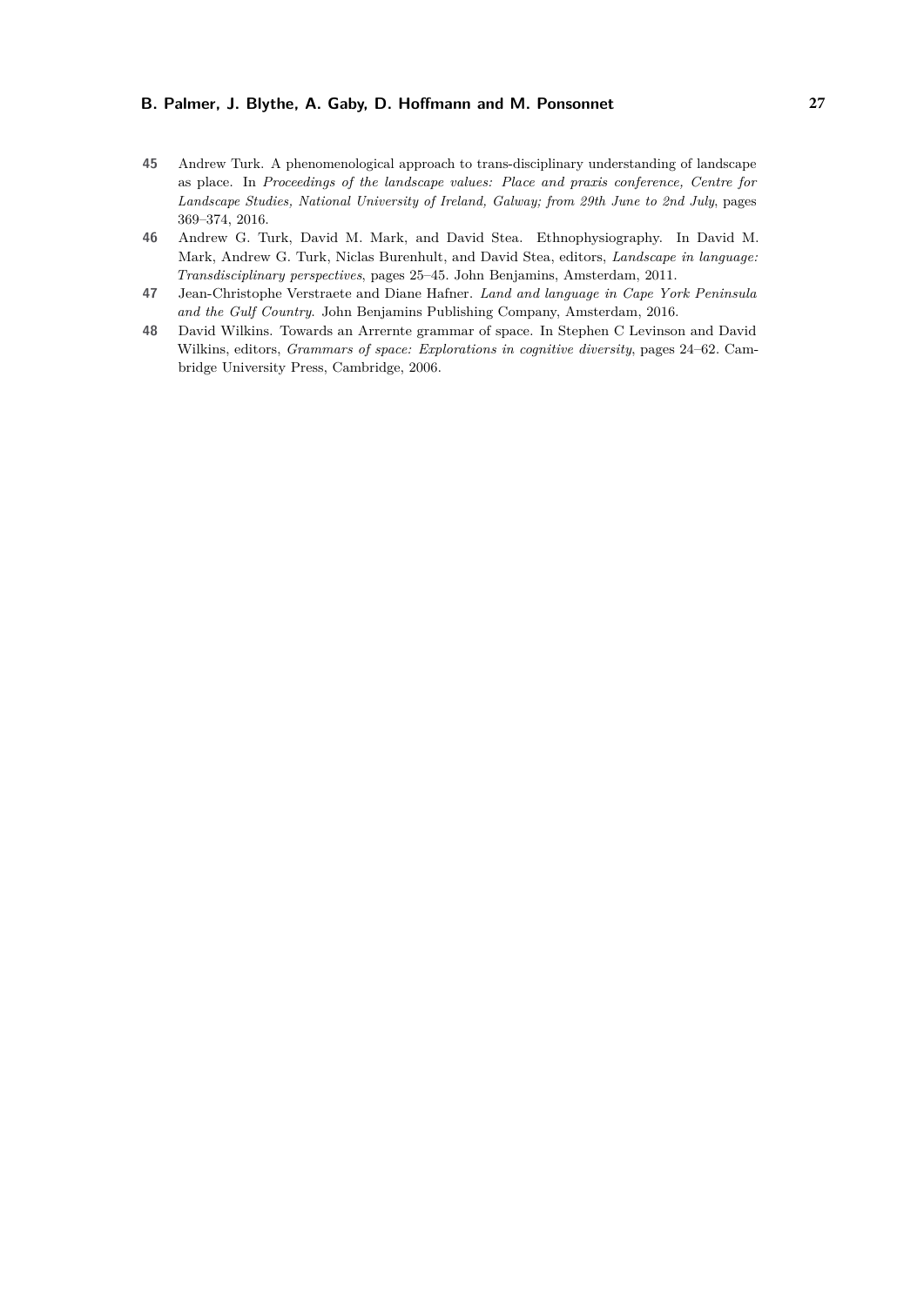**45** Andrew Turk. A phenomenological approach to trans-disciplinary understanding of landscape as place. In *Proceedings of the landscape values: Place and praxis conference, Centre for Landscape Studies, National University of Ireland, Galway; from 29th June to 2nd July*, pages 369–374, 2016.

**46** Andrew G. Turk, David M. Mark, and David Stea. Ethnophysiography. In David M. Mark, Andrew G. Turk, Niclas Burenhult, and David Stea, editors, *Landscape in language: Transdisciplinary perspectives*, pages 25–45. John Benjamins, Amsterdam, 2011.

**47** Jean-Christophe Verstraete and Diane Hafner. *Land and language in Cape York Peninsula and the Gulf Country*. John Benjamins Publishing Company, Amsterdam, 2016.

**48** David Wilkins. Towards an Arrernte grammar of space. In Stephen C Levinson and David Wilkins, editors, *Grammars of space: Explorations in cognitive diversity*, pages 24–62. Cambridge University Press, Cambridge, 2006.